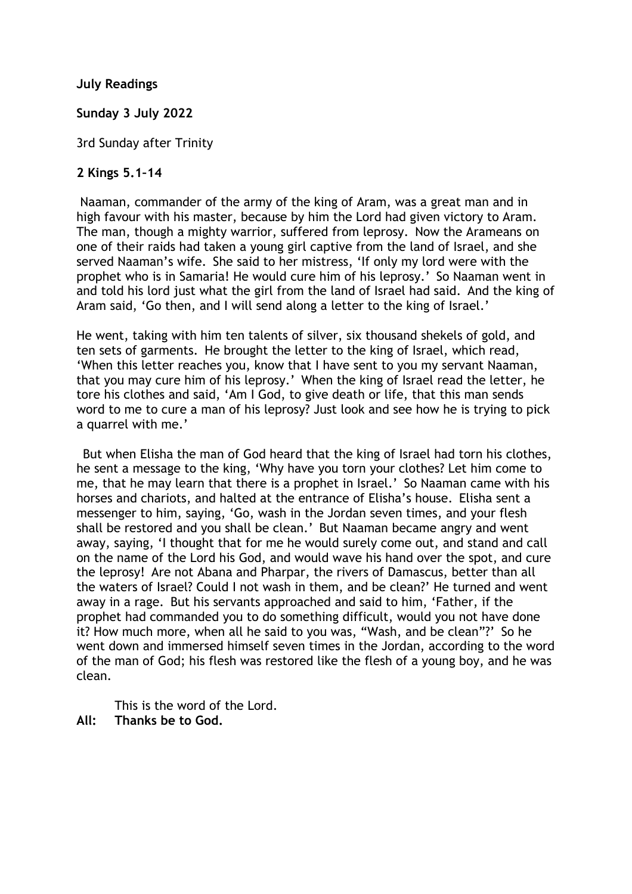**July Readings**

**Sunday 3 July 2022**

3rd Sunday after Trinity

**2 Kings 5.1–14**

Naaman, commander of the army of the king of Aram, was a great man and in high favour with his master, because by him the Lord had given victory to Aram. The man, though a mighty warrior, suffered from leprosy. Now the Arameans on one of their raids had taken a young girl captive from the land of Israel, and she served Naaman's wife. She said to her mistress, 'If only my lord were with the prophet who is in Samaria! He would cure him of his leprosy.' So Naaman went in and told his lord just what the girl from the land of Israel had said. And the king of Aram said, 'Go then, and I will send along a letter to the king of Israel.'

He went, taking with him ten talents of silver, six thousand shekels of gold, and ten sets of garments. He brought the letter to the king of Israel, which read, 'When this letter reaches you, know that I have sent to you my servant Naaman, that you may cure him of his leprosy.' When the king of Israel read the letter, he tore his clothes and said, 'Am I God, to give death or life, that this man sends word to me to cure a man of his leprosy? Just look and see how he is trying to pick a quarrel with me.'

But when Elisha the man of God heard that the king of Israel had torn his clothes, he sent a message to the king, 'Why have you torn your clothes? Let him come to me, that he may learn that there is a prophet in Israel.' So Naaman came with his horses and chariots, and halted at the entrance of Elisha's house. Elisha sent a messenger to him, saying, 'Go, wash in the Jordan seven times, and your flesh shall be restored and you shall be clean.' But Naaman became angry and went away, saying, 'I thought that for me he would surely come out, and stand and call on the name of the Lord his God, and would wave his hand over the spot, and cure the leprosy! Are not Abana and Pharpar, the rivers of Damascus, better than all the waters of Israel? Could I not wash in them, and be clean?' He turned and went away in a rage. But his servants approached and said to him, 'Father, if the prophet had commanded you to do something difficult, would you not have done it? How much more, when all he said to you was, "Wash, and be clean"?' So he went down and immersed himself seven times in the Jordan, according to the word of the man of God; his flesh was restored like the flesh of a young boy, and he was clean.

This is the word of the Lord.
**All: Thanks be to God.**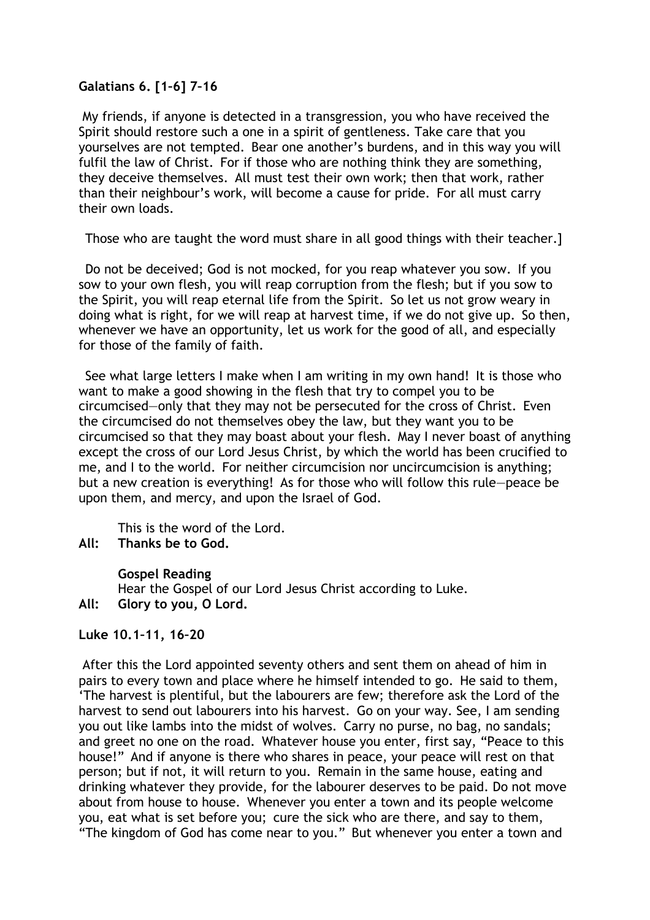**Galatians 6. [1–6] 7–16**

My friends, if anyone is detected in a transgression, you who have received the Spirit should restore such a one in a spirit of gentleness. Take care that you yourselves are not tempted. Bear one another's burdens, and in this way you will fulfil the law of Christ. For if those who are nothing think they are something, they deceive themselves. All must test their own work; then that work, rather than their neighbour's work, will become a cause for pride. For all must carry their own loads.

Those who are taught the word must share in all good things with their teacher.]

Do not be deceived; God is not mocked, for you reap whatever you sow. If you sow to your own flesh, you will reap corruption from the flesh; but if you sow to the Spirit, you will reap eternal life from the Spirit. So let us not grow weary in doing what is right, for we will reap at harvest time, if we do not give up. So then, whenever we have an opportunity, let us work for the good of all, and especially for those of the family of faith.

See what large letters I make when I am writing in my own hand! It is those who want to make a good showing in the flesh that try to compel you to be circumcised—only that they may not be persecuted for the cross of Christ. Even the circumcised do not themselves obey the law, but they want you to be circumcised so that they may boast about your flesh. May I never boast of anything except the cross of our Lord Jesus Christ, by which the world has been crucified to me, and I to the world. For neither circumcision nor uncircumcision is anything; but a new creation is everything! As for those who will follow this rule—peace be upon them, and mercy, and upon the Israel of God.

This is the word of the Lord.
**All: Thanks be to God.**

**Gospel Reading**
Hear the Gospel of our Lord Jesus Christ according to Luke.
**All: Glory to you, O Lord.**

**Luke 10.1–11, 16–20**

After this the Lord appointed seventy others and sent them on ahead of him in pairs to every town and place where he himself intended to go. He said to them, 'The harvest is plentiful, but the labourers are few; therefore ask the Lord of the harvest to send out labourers into his harvest. Go on your way. See, I am sending you out like lambs into the midst of wolves. Carry no purse, no bag, no sandals; and greet no one on the road. Whatever house you enter, first say, "Peace to this house!" And if anyone is there who shares in peace, your peace will rest on that person; but if not, it will return to you. Remain in the same house, eating and drinking whatever they provide, for the labourer deserves to be paid. Do not move about from house to house. Whenever you enter a town and its people welcome you, eat what is set before you; cure the sick who are there, and say to them, "The kingdom of God has come near to you." But whenever you enter a town and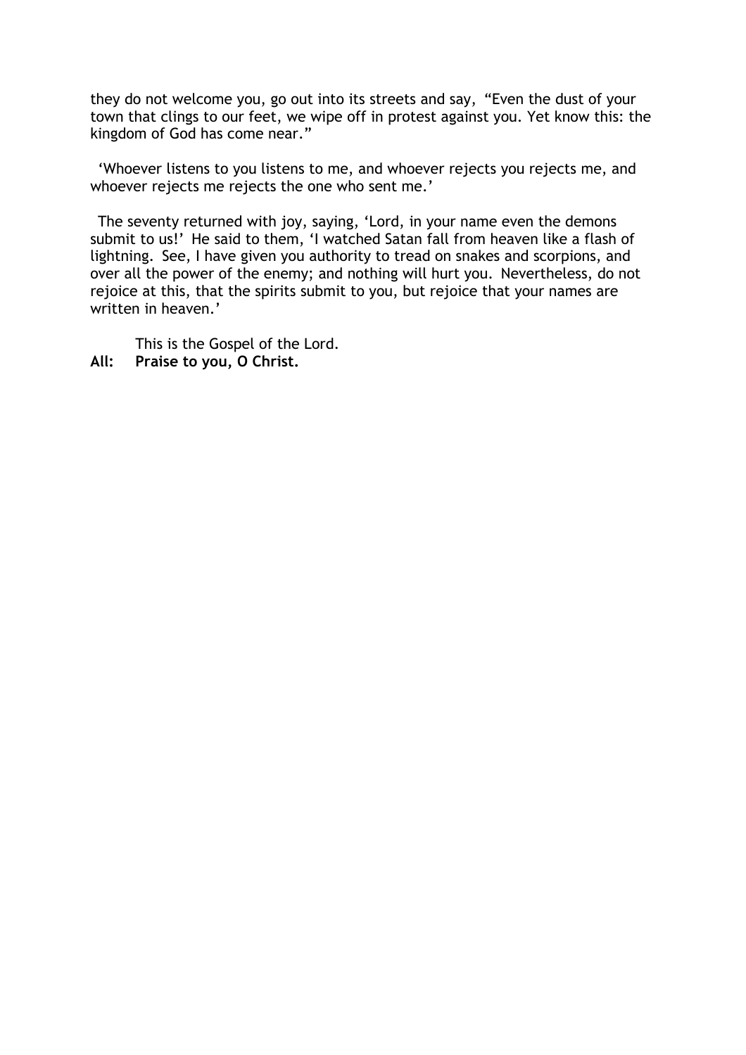they do not welcome you, go out into its streets and say, "Even the dust of your town that clings to our feet, we wipe off in protest against you. Yet know this: the kingdom of God has come near."

'Whoever listens to you listens to me, and whoever rejects you rejects me, and whoever rejects me rejects the one who sent me.'

The seventy returned with joy, saying, 'Lord, in your name even the demons submit to us!' He said to them, 'I watched Satan fall from heaven like a flash of lightning. See, I have given you authority to tread on snakes and scorpions, and over all the power of the enemy; and nothing will hurt you. Nevertheless, do not rejoice at this, that the spirits submit to you, but rejoice that your names are written in heaven.'

This is the Gospel of the Lord.

**All: Praise to you, O Christ.**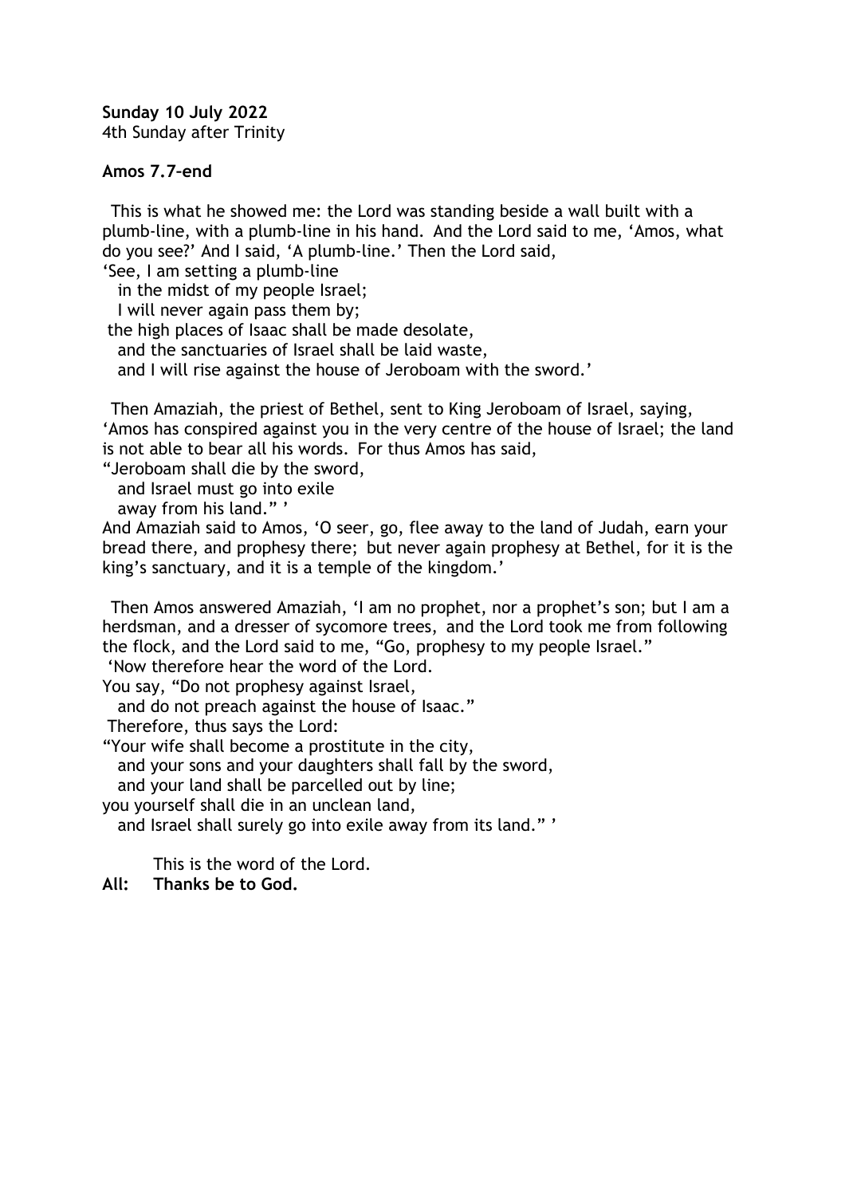**Sunday 10 July 2022**
4th Sunday after Trinity

**Amos 7.7–end**

This is what he showed me: the Lord was standing beside a wall built with a plumb-line, with a plumb-line in his hand. And the Lord said to me, 'Amos, what do you see?' And I said, 'A plumb-line.' Then the Lord said,
'See, I am setting a plumb-line
 in the midst of my people Israel;
 I will never again pass them by;
the high places of Isaac shall be made desolate,
 and the sanctuaries of Israel shall be laid waste,
 and I will rise against the house of Jeroboam with the sword.'

Then Amaziah, the priest of Bethel, sent to King Jeroboam of Israel, saying, 'Amos has conspired against you in the very centre of the house of Israel; the land is not able to bear all his words. For thus Amos has said,
"Jeroboam shall die by the sword,
 and Israel must go into exile
 away from his land." '
And Amaziah said to Amos, 'O seer, go, flee away to the land of Judah, earn your bread there, and prophesy there; but never again prophesy at Bethel, for it is the king's sanctuary, and it is a temple of the kingdom.'

Then Amos answered Amaziah, 'I am no prophet, nor a prophet's son; but I am a herdsman, and a dresser of sycomore trees, and the Lord took me from following the flock, and the Lord said to me, "Go, prophesy to my people Israel."
'Now therefore hear the word of the Lord.
You say, "Do not prophesy against Israel,
 and do not preach against the house of Isaac."
Therefore, thus says the Lord:
"Your wife shall become a prostitute in the city,
 and your sons and your daughters shall fall by the sword,
 and your land shall be parcelled out by line;
you yourself shall die in an unclean land,
 and Israel shall surely go into exile away from its land." '

This is the word of the Lord.
**All: Thanks be to God.**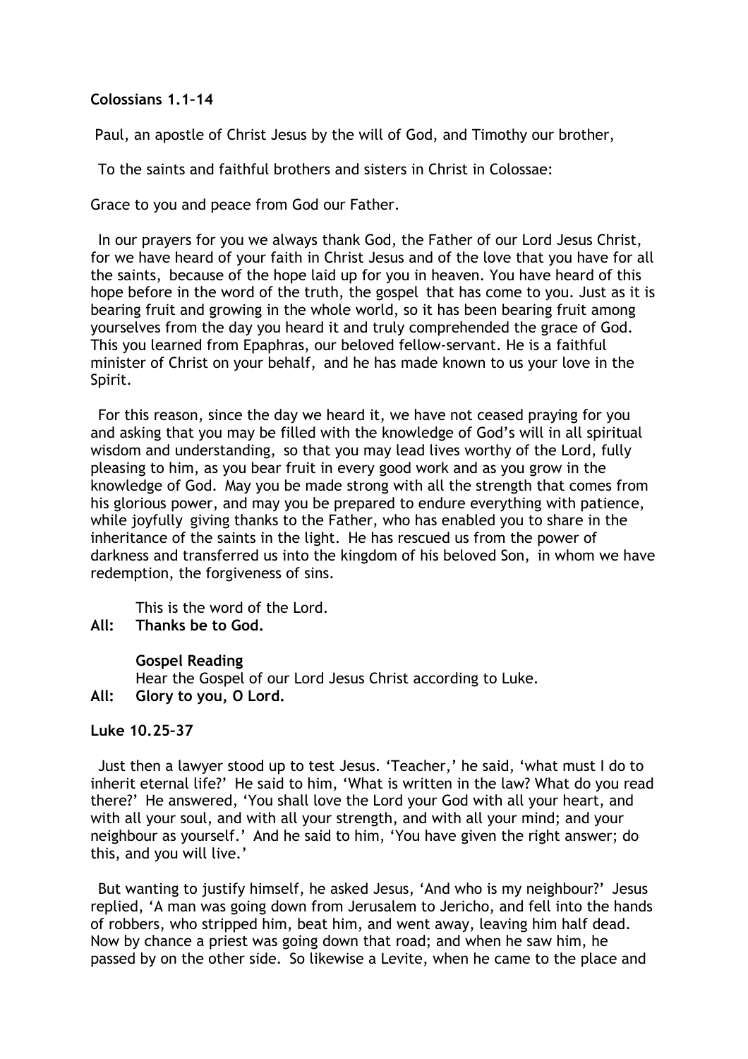**Colossians 1.1–14**

Paul, an apostle of Christ Jesus by the will of God, and Timothy our brother,

To the saints and faithful brothers and sisters in Christ in Colossae:

Grace to you and peace from God our Father.

In our prayers for you we always thank God, the Father of our Lord Jesus Christ, for we have heard of your faith in Christ Jesus and of the love that you have for all the saints, because of the hope laid up for you in heaven. You have heard of this hope before in the word of the truth, the gospel that has come to you. Just as it is bearing fruit and growing in the whole world, so it has been bearing fruit among yourselves from the day you heard it and truly comprehended the grace of God. This you learned from Epaphras, our beloved fellow-servant. He is a faithful minister of Christ on your behalf, and he has made known to us your love in the Spirit.

For this reason, since the day we heard it, we have not ceased praying for you and asking that you may be filled with the knowledge of God's will in all spiritual wisdom and understanding, so that you may lead lives worthy of the Lord, fully pleasing to him, as you bear fruit in every good work and as you grow in the knowledge of God. May you be made strong with all the strength that comes from his glorious power, and may you be prepared to endure everything with patience, while joyfully giving thanks to the Father, who has enabled you to share in the inheritance of the saints in the light. He has rescued us from the power of darkness and transferred us into the kingdom of his beloved Son, in whom we have redemption, the forgiveness of sins.

This is the word of the Lord.

**All: Thanks be to God.**

**Gospel Reading**

Hear the Gospel of our Lord Jesus Christ according to Luke.

**All: Glory to you, O Lord.**

**Luke 10.25–37**

Just then a lawyer stood up to test Jesus. 'Teacher,' he said, 'what must I do to inherit eternal life?' He said to him, 'What is written in the law? What do you read there?' He answered, 'You shall love the Lord your God with all your heart, and with all your soul, and with all your strength, and with all your mind; and your neighbour as yourself.' And he said to him, 'You have given the right answer; do this, and you will live.'

But wanting to justify himself, he asked Jesus, 'And who is my neighbour?' Jesus replied, 'A man was going down from Jerusalem to Jericho, and fell into the hands of robbers, who stripped him, beat him, and went away, leaving him half dead. Now by chance a priest was going down that road; and when he saw him, he passed by on the other side. So likewise a Levite, when he came to the place and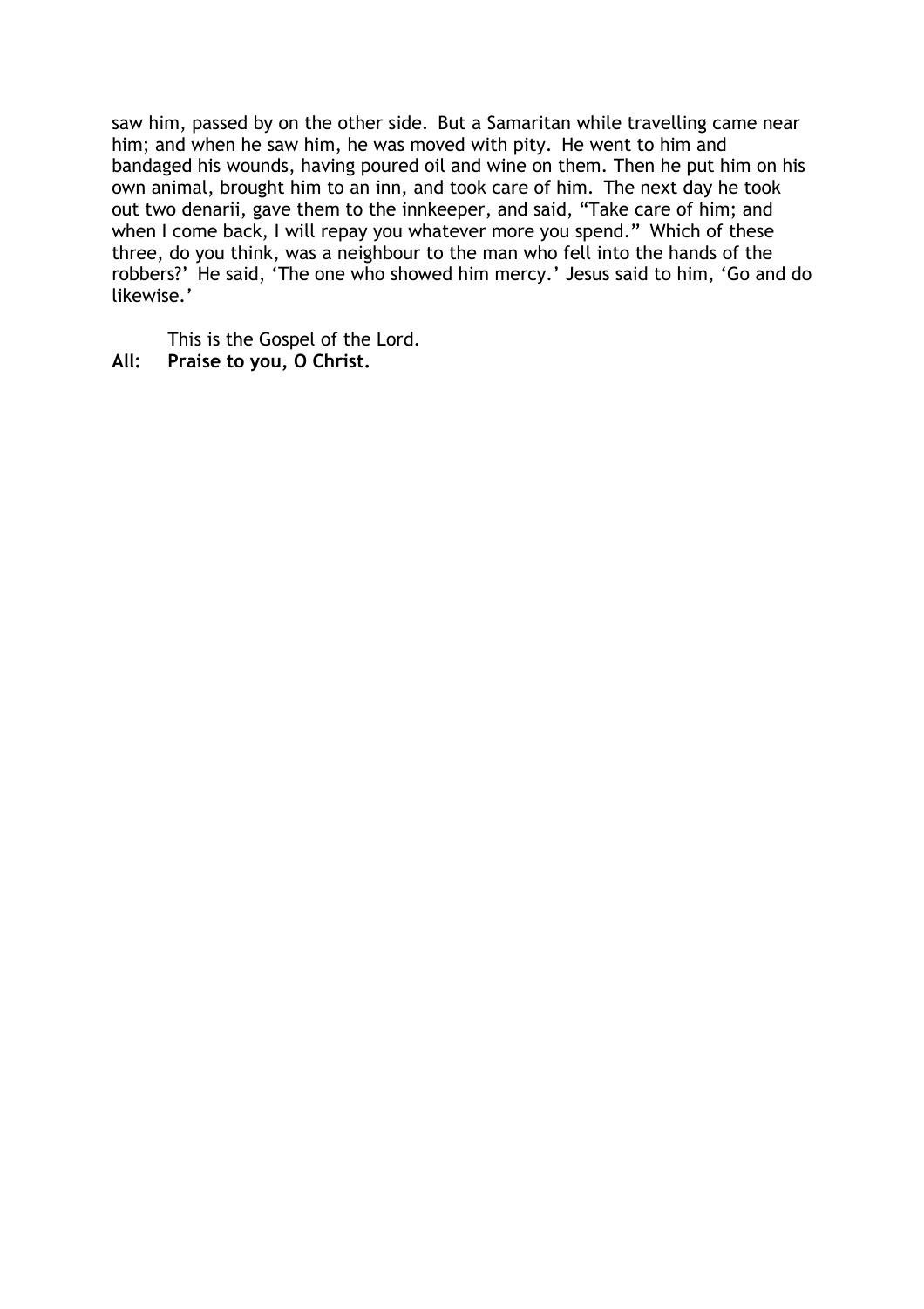saw him, passed by on the other side. But a Samaritan while travelling came near him; and when he saw him, he was moved with pity. He went to him and bandaged his wounds, having poured oil and wine on them. Then he put him on his own animal, brought him to an inn, and took care of him. The next day he took out two denarii, gave them to the innkeeper, and said, "Take care of him; and when I come back, I will repay you whatever more you spend." Which of these three, do you think, was a neighbour to the man who fell into the hands of the robbers?' He said, 'The one who showed him mercy.' Jesus said to him, 'Go and do likewise.'

This is the Gospel of the Lord.

**All: Praise to you, O Christ.**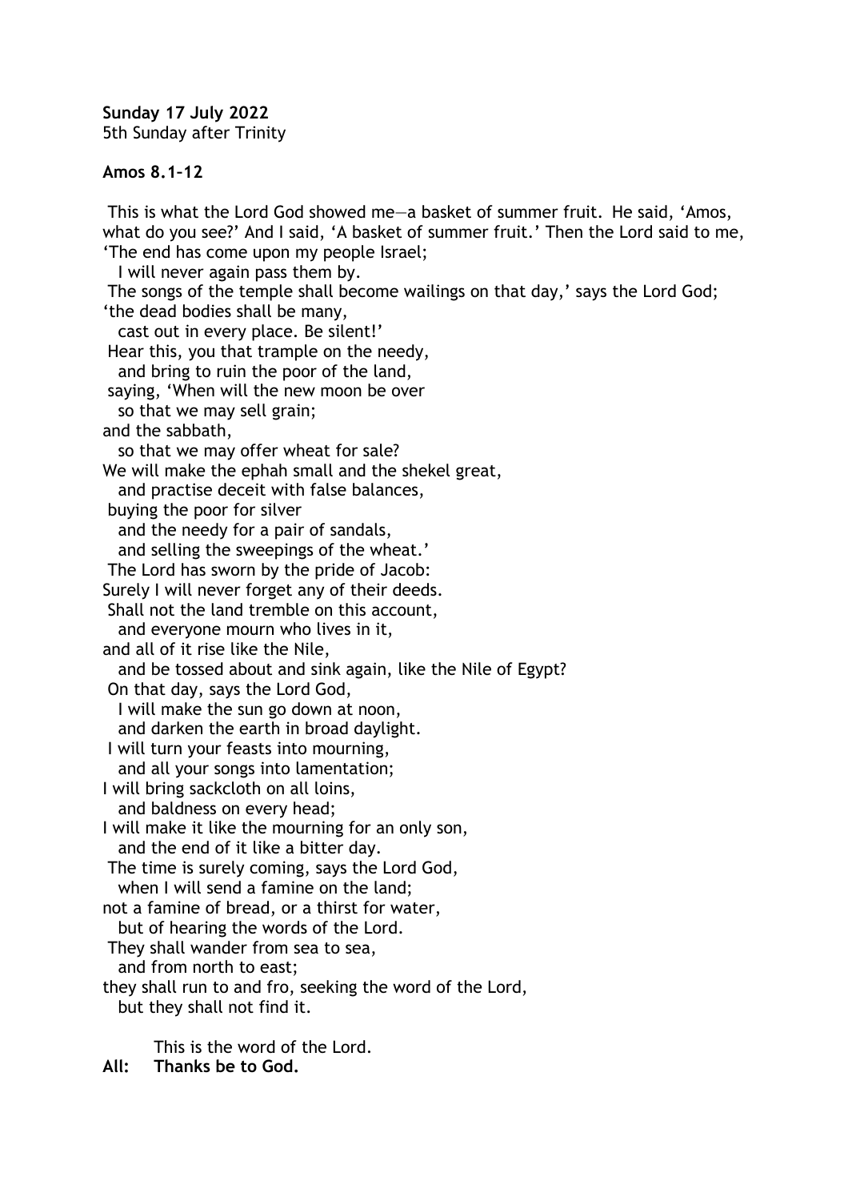**Sunday 17 July 2022**
5th Sunday after Trinity

**Amos 8.1–12**

This is what the Lord God showed me—a basket of summer fruit. He said, 'Amos, what do you see?' And I said, 'A basket of summer fruit.' Then the Lord said to me,
'The end has come upon my people Israel;
  I will never again pass them by.
The songs of the temple shall become wailings on that day,' says the Lord God;
'the dead bodies shall be many,
  cast out in every place. Be silent!'
Hear this, you that trample on the needy,
  and bring to ruin the poor of the land,
saying, 'When will the new moon be over
  so that we may sell grain;
and the sabbath,
  so that we may offer wheat for sale?
We will make the ephah small and the shekel great,
  and practise deceit with false balances,
buying the poor for silver
  and the needy for a pair of sandals,
  and selling the sweepings of the wheat.'
The Lord has sworn by the pride of Jacob:
Surely I will never forget any of their deeds.
Shall not the land tremble on this account,
  and everyone mourn who lives in it,
and all of it rise like the Nile,
  and be tossed about and sink again, like the Nile of Egypt?
On that day, says the Lord God,
  I will make the sun go down at noon,
  and darken the earth in broad daylight.
I will turn your feasts into mourning,
  and all your songs into lamentation;
I will bring sackcloth on all loins,
  and baldness on every head;
I will make it like the mourning for an only son,
  and the end of it like a bitter day.
The time is surely coming, says the Lord God,
  when I will send a famine on the land;
not a famine of bread, or a thirst for water,
  but of hearing the words of the Lord.
They shall wander from sea to sea,
  and from north to east;
they shall run to and fro, seeking the word of the Lord,
  but they shall not find it.

This is the word of the Lord.
**All: Thanks be to God.**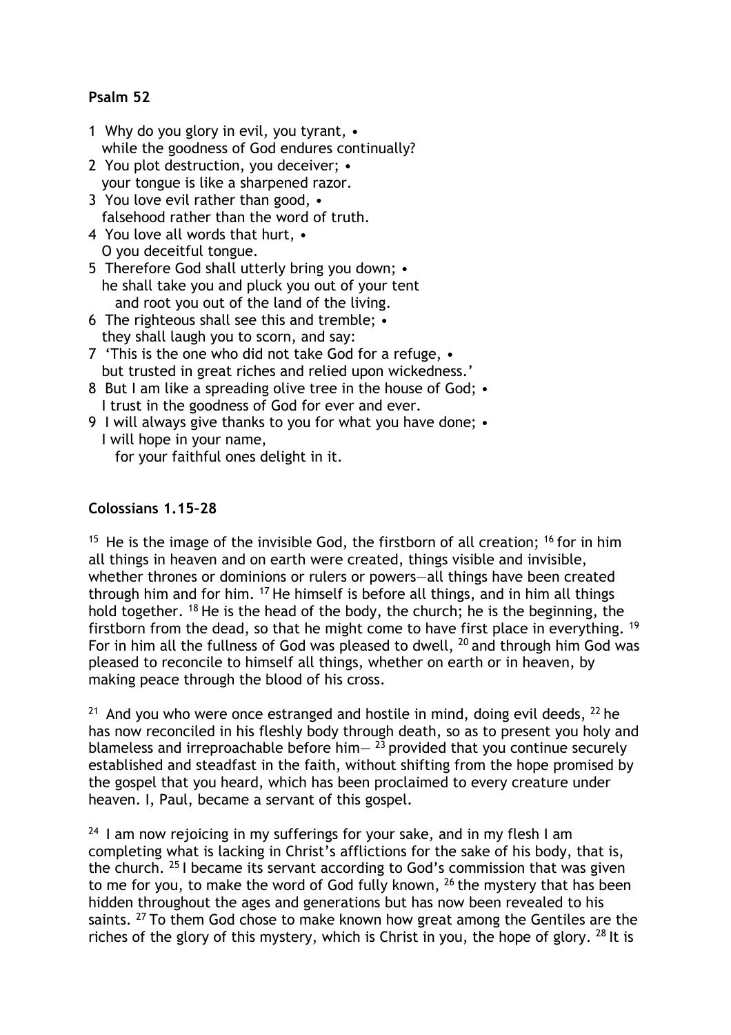**Psalm 52**

1 Why do you glory in evil, you tyrant, •
while the goodness of God endures continually?
2 You plot destruction, you deceiver; •
your tongue is like a sharpened razor.
3 You love evil rather than good, •
falsehood rather than the word of truth.
4 You love all words that hurt, •
O you deceitful tongue.
5 Therefore God shall utterly bring you down; •
he shall take you and pluck you out of your tent
and root you out of the land of the living.
6 The righteous shall see this and tremble; •
they shall laugh you to scorn, and say:
7 'This is the one who did not take God for a refuge, •
but trusted in great riches and relied upon wickedness.'
8 But I am like a spreading olive tree in the house of God; •
I trust in the goodness of God for ever and ever.
9 I will always give thanks to you for what you have done; •
I will hope in your name,
for your faithful ones delight in it.

**Colossians 1.15–28**

[15] He is the image of the invisible God, the firstborn of all creation; [16] for in him all things in heaven and on earth were created, things visible and invisible, whether thrones or dominions or rulers or powers—all things have been created through him and for him. [17] He himself is before all things, and in him all things hold together. [18] He is the head of the body, the church; he is the beginning, the firstborn from the dead, so that he might come to have first place in everything. [19] For in him all the fullness of God was pleased to dwell, [20] and through him God was pleased to reconcile to himself all things, whether on earth or in heaven, by making peace through the blood of his cross.

[21] And you who were once estranged and hostile in mind, doing evil deeds, [22] he has now reconciled in his fleshly body through death, so as to present you holy and blameless and irreproachable before him— [23] provided that you continue securely established and steadfast in the faith, without shifting from the hope promised by the gospel that you heard, which has been proclaimed to every creature under heaven. I, Paul, became a servant of this gospel.

[24] I am now rejoicing in my sufferings for your sake, and in my flesh I am completing what is lacking in Christ's afflictions for the sake of his body, that is, the church. [25] I became its servant according to God's commission that was given to me for you, to make the word of God fully known, [26] the mystery that has been hidden throughout the ages and generations but has now been revealed to his saints. [27] To them God chose to make known how great among the Gentiles are the riches of the glory of this mystery, which is Christ in you, the hope of glory. [28] It is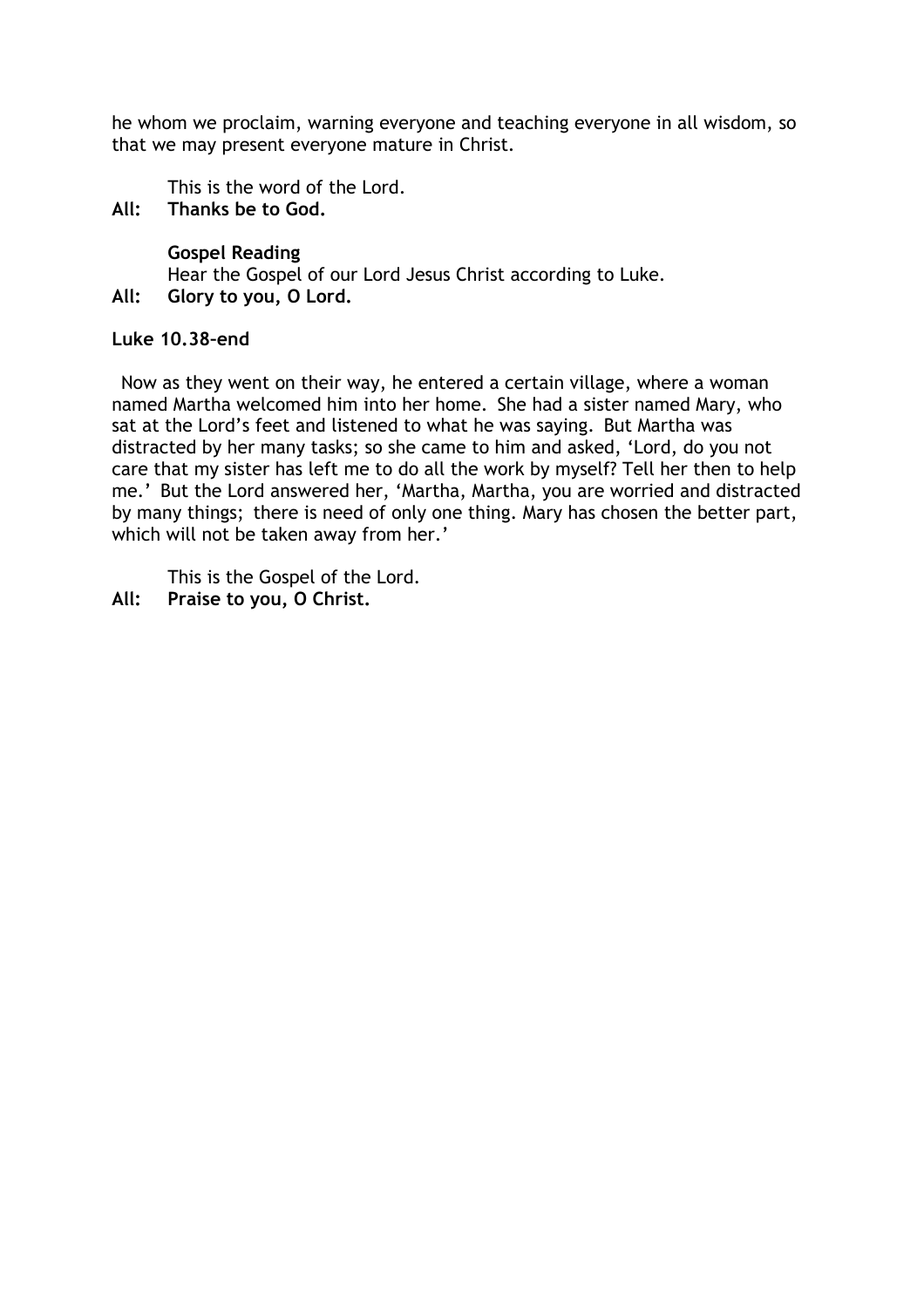he whom we proclaim, warning everyone and teaching everyone in all wisdom, so that we may present everyone mature in Christ.

This is the word of the Lord.

**All: Thanks be to God.**

**Gospel Reading**

Hear the Gospel of our Lord Jesus Christ according to Luke.

**All: Glory to you, O Lord.**

**Luke 10.38–end**

Now as they went on their way, he entered a certain village, where a woman named Martha welcomed him into her home. She had a sister named Mary, who sat at the Lord's feet and listened to what he was saying. But Martha was distracted by her many tasks; so she came to him and asked, 'Lord, do you not care that my sister has left me to do all the work by myself? Tell her then to help me.' But the Lord answered her, 'Martha, Martha, you are worried and distracted by many things; there is need of only one thing. Mary has chosen the better part, which will not be taken away from her.'

This is the Gospel of the Lord.

**All: Praise to you, O Christ.**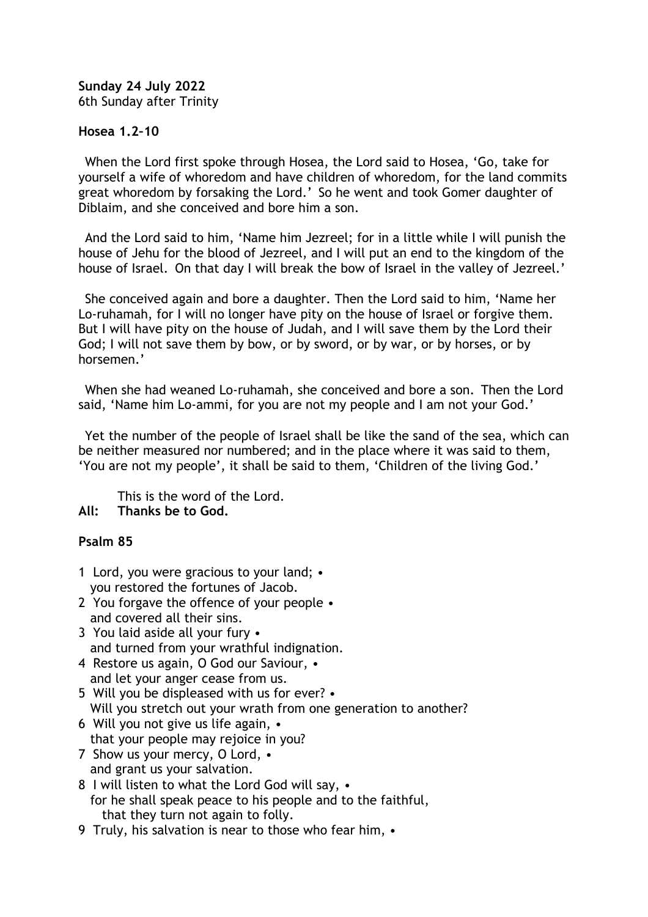**Sunday 24 July 2022**
6th Sunday after Trinity

**Hosea 1.2–10**

When the Lord first spoke through Hosea, the Lord said to Hosea, 'Go, take for yourself a wife of whoredom and have children of whoredom, for the land commits great whoredom by forsaking the Lord.' So he went and took Gomer daughter of Diblaim, and she conceived and bore him a son.

And the Lord said to him, 'Name him Jezreel; for in a little while I will punish the house of Jehu for the blood of Jezreel, and I will put an end to the kingdom of the house of Israel. On that day I will break the bow of Israel in the valley of Jezreel.'

She conceived again and bore a daughter. Then the Lord said to him, 'Name her Lo-ruhamah, for I will no longer have pity on the house of Israel or forgive them. But I will have pity on the house of Judah, and I will save them by the Lord their God; I will not save them by bow, or by sword, or by war, or by horses, or by horsemen.'

When she had weaned Lo-ruhamah, she conceived and bore a son. Then the Lord said, 'Name him Lo-ammi, for you are not my people and I am not your God.'

Yet the number of the people of Israel shall be like the sand of the sea, which can be neither measured nor numbered; and in the place where it was said to them, 'You are not my people', it shall be said to them, 'Children of the living God.'

This is the word of the Lord.
**All: Thanks be to God.**

**Psalm 85**

1 Lord, you were gracious to your land; •
you restored the fortunes of Jacob.
2 You forgave the offence of your people •
and covered all their sins.
3 You laid aside all your fury •
and turned from your wrathful indignation.
4 Restore us again, O God our Saviour, •
and let your anger cease from us.
5 Will you be displeased with us for ever? •
Will you stretch out your wrath from one generation to another?
6 Will you not give us life again, •
that your people may rejoice in you?
7 Show us your mercy, O Lord, •
and grant us your salvation.
8 I will listen to what the Lord God will say, •
for he shall speak peace to his people and to the faithful,
that they turn not again to folly.
9 Truly, his salvation is near to those who fear him, •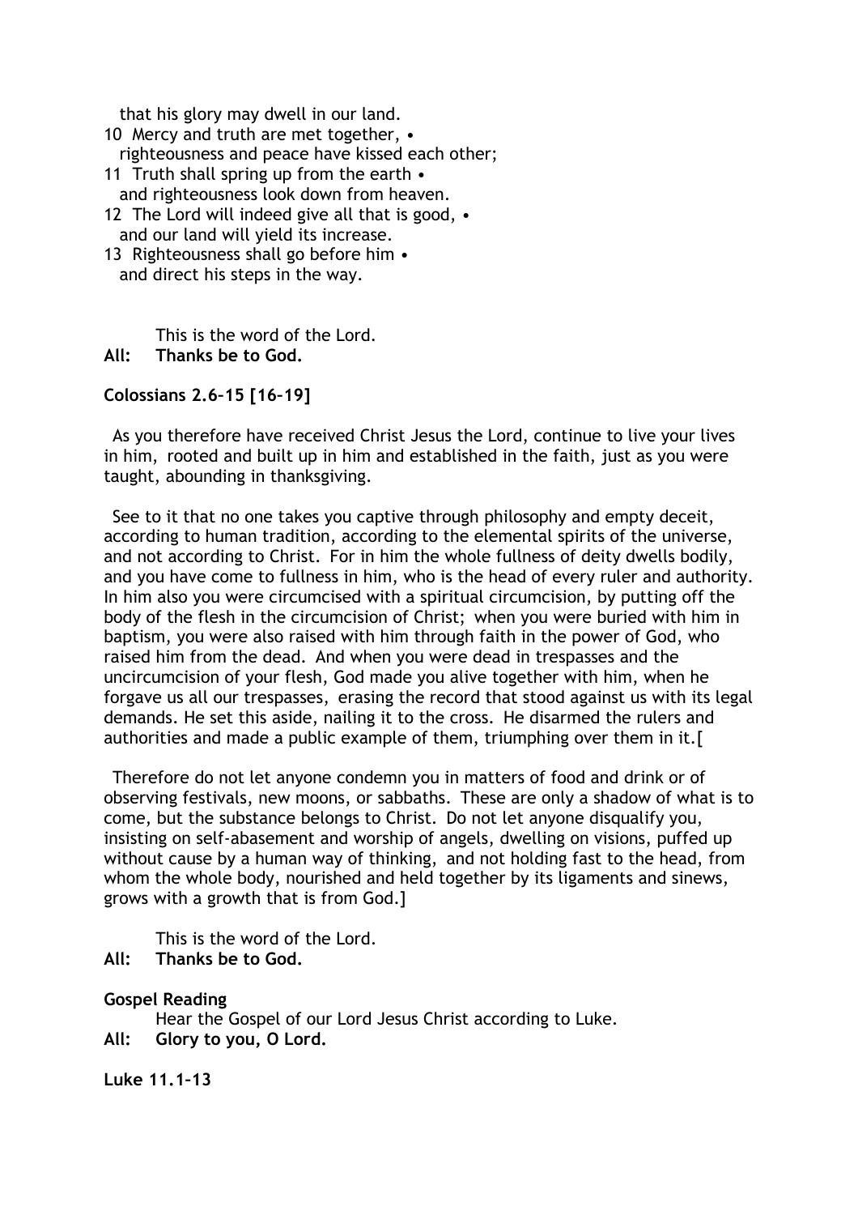that his glory may dwell in our land.

10 Mercy and truth are met together, •
   righteousness and peace have kissed each other;

11 Truth shall spring up from the earth •
   and righteousness look down from heaven.

12 The Lord will indeed give all that is good, •
   and our land will yield its increase.

13 Righteousness shall go before him •
   and direct his steps in the way.

This is the word of the Lord.

**All: Thanks be to God.**

**Colossians 2.6–15 [16–19]**

As you therefore have received Christ Jesus the Lord, continue to live your lives in him, rooted and built up in him and established in the faith, just as you were taught, abounding in thanksgiving.

See to it that no one takes you captive through philosophy and empty deceit, according to human tradition, according to the elemental spirits of the universe, and not according to Christ. For in him the whole fullness of deity dwells bodily, and you have come to fullness in him, who is the head of every ruler and authority. In him also you were circumcised with a spiritual circumcision, by putting off the body of the flesh in the circumcision of Christ; when you were buried with him in baptism, you were also raised with him through faith in the power of God, who raised him from the dead. And when you were dead in trespasses and the uncircumcision of your flesh, God made you alive together with him, when he forgave us all our trespasses, erasing the record that stood against us with its legal demands. He set this aside, nailing it to the cross. He disarmed the rulers and authorities and made a public example of them, triumphing over them in it.[

Therefore do not let anyone condemn you in matters of food and drink or of observing festivals, new moons, or sabbaths. These are only a shadow of what is to come, but the substance belongs to Christ. Do not let anyone disqualify you, insisting on self-abasement and worship of angels, dwelling on visions, puffed up without cause by a human way of thinking, and not holding fast to the head, from whom the whole body, nourished and held together by its ligaments and sinews, grows with a growth that is from God.]

This is the word of the Lord.

**All: Thanks be to God.**

**Gospel Reading**

Hear the Gospel of our Lord Jesus Christ according to Luke.

**All: Glory to you, O Lord.**

**Luke 11.1–13**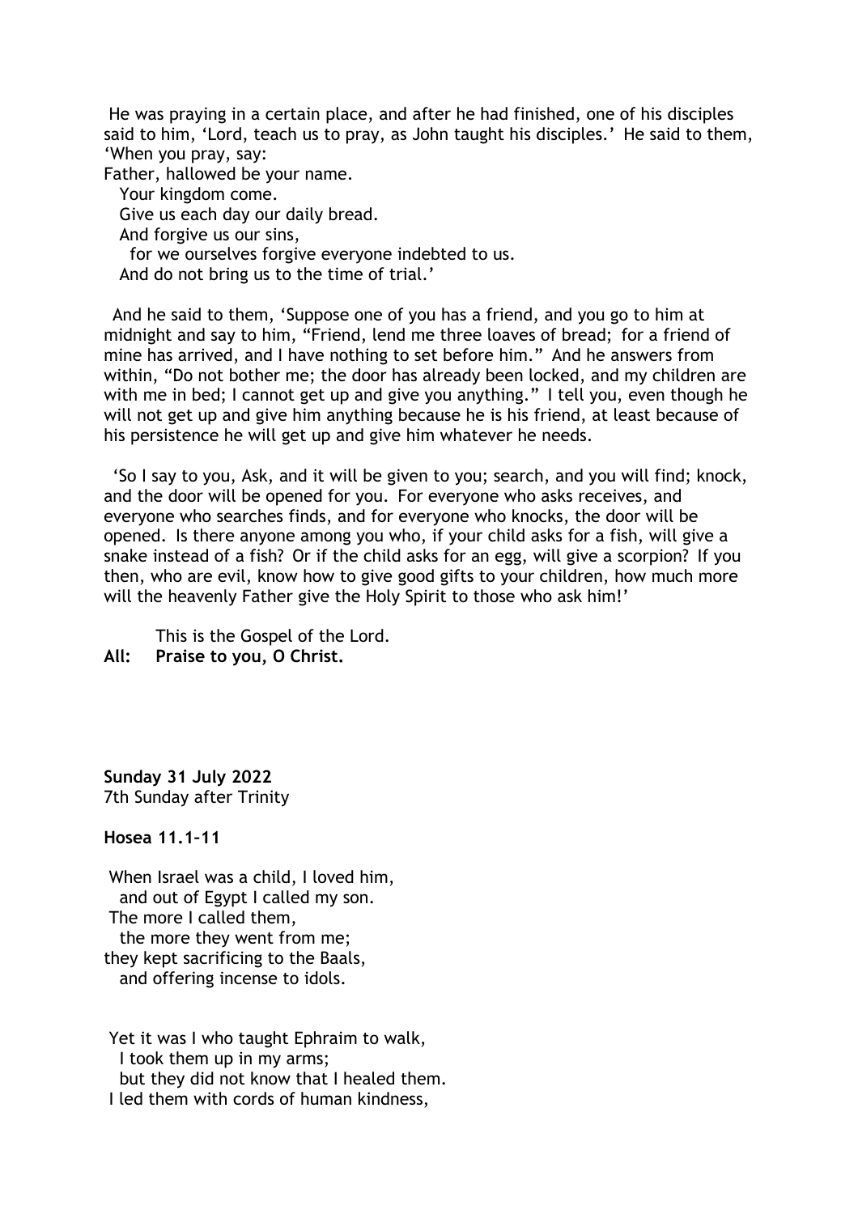He was praying in a certain place, and after he had finished, one of his disciples said to him, 'Lord, teach us to pray, as John taught his disciples.' He said to them, 'When you pray, say:

Father, hallowed be your name.  
Your kingdom come.  
Give us each day our daily bread.  
And forgive us our sins,  
for we ourselves forgive everyone indebted to us.  
And do not bring us to the time of trial.'

And he said to them, 'Suppose one of you has a friend, and you go to him at midnight and say to him, "Friend, lend me three loaves of bread; for a friend of mine has arrived, and I have nothing to set before him." And he answers from within, "Do not bother me; the door has already been locked, and my children are with me in bed; I cannot get up and give you anything." I tell you, even though he will not get up and give him anything because he is his friend, at least because of his persistence he will get up and give him whatever he needs.

'So I say to you, Ask, and it will be given to you; search, and you will find; knock, and the door will be opened for you. For everyone who asks receives, and everyone who searches finds, and for everyone who knocks, the door will be opened. Is there anyone among you who, if your child asks for a fish, will give a snake instead of a fish? Or if the child asks for an egg, will give a scorpion? If you then, who are evil, know how to give good gifts to your children, how much more will the heavenly Father give the Holy Spirit to those who ask him!'

This is the Gospel of the Lord.  
**All: Praise to you, O Christ.**

**Sunday 31 July 2022**  
7th Sunday after Trinity

**Hosea 11.1–11**

When Israel was a child, I loved him,  
and out of Egypt I called my son.  
The more I called them,  
the more they went from me;  
they kept sacrificing to the Baals,  
and offering incense to idols.

Yet it was I who taught Ephraim to walk,  
I took them up in my arms;  
but they did not know that I healed them.  
I led them with cords of human kindness,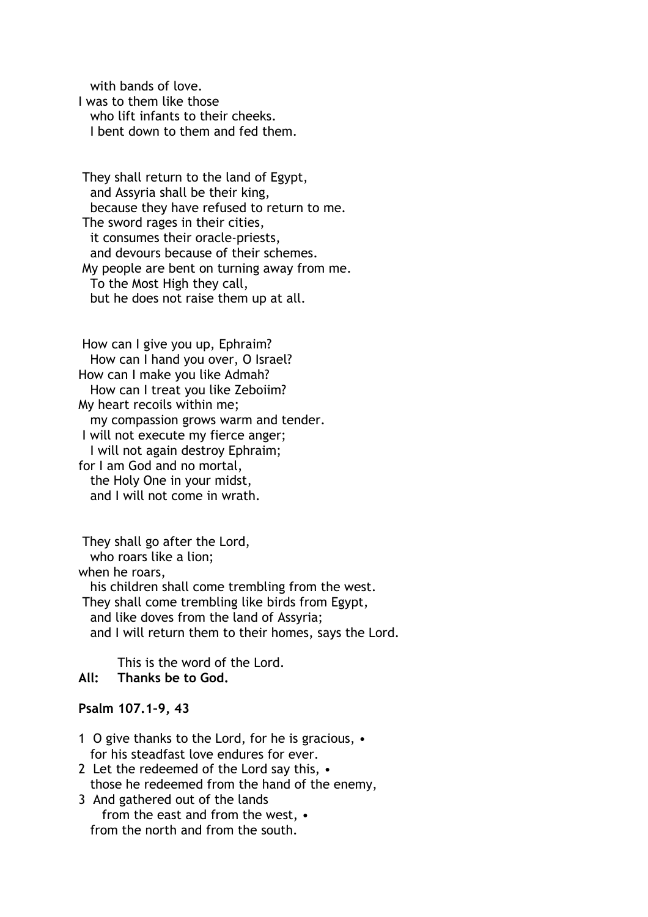with bands of love.
I was to them like those
who lift infants to their cheeks.
I bent down to them and fed them.

They shall return to the land of Egypt,
and Assyria shall be their king,
because they have refused to return to me.
The sword rages in their cities,
it consumes their oracle-priests,
and devours because of their schemes.
My people are bent on turning away from me.
To the Most High they call,
but he does not raise them up at all.

How can I give you up, Ephraim?
How can I hand you over, O Israel?
How can I make you like Admah?
How can I treat you like Zeboiim?
My heart recoils within me;
my compassion grows warm and tender.
I will not execute my fierce anger;
I will not again destroy Ephraim;
for I am God and no mortal,
the Holy One in your midst,
and I will not come in wrath.

They shall go after the Lord,
who roars like a lion;
when he roars,
his children shall come trembling from the west.
They shall come trembling like birds from Egypt,
and like doves from the land of Assyria;
and I will return them to their homes, says the Lord.

This is the word of the Lord.
**All: Thanks be to God.**

**Psalm 107.1–9, 43**

1 O give thanks to the Lord, for he is gracious, •
for his steadfast love endures for ever.
2 Let the redeemed of the Lord say this, •
those he redeemed from the hand of the enemy,
3 And gathered out of the lands
from the east and from the west, •
from the north and from the south.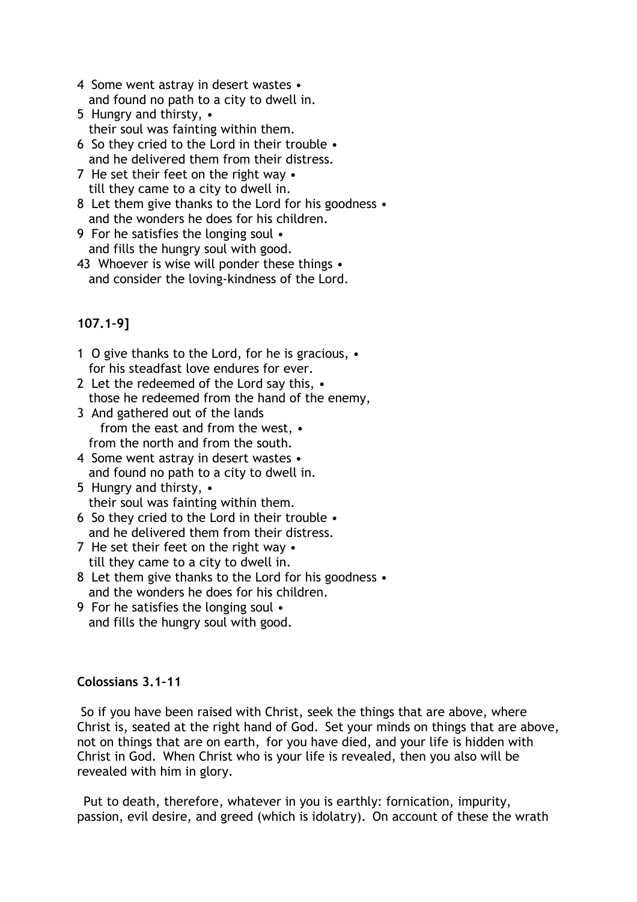4  Some went astray in desert wastes •
   and found no path to a city to dwell in.
5  Hungry and thirsty, •
   their soul was fainting within them.
6  So they cried to the Lord in their trouble •
   and he delivered them from their distress.
7  He set their feet on the right way •
   till they came to a city to dwell in.
8  Let them give thanks to the Lord for his goodness •
   and the wonders he does for his children.
9  For he satisfies the longing soul •
   and fills the hungry soul with good.
43  Whoever is wise will ponder these things •
   and consider the loving-kindness of the Lord.

**107.1–9]**

1  O give thanks to the Lord, for he is gracious, •
   for his steadfast love endures for ever.
2  Let the redeemed of the Lord say this, •
   those he redeemed from the hand of the enemy,
3  And gathered out of the lands
      from the east and from the west, •
   from the north and from the south.
4  Some went astray in desert wastes •
   and found no path to a city to dwell in.
5  Hungry and thirsty, •
   their soul was fainting within them.
6  So they cried to the Lord in their trouble •
   and he delivered them from their distress.
7  He set their feet on the right way •
   till they came to a city to dwell in.
8  Let them give thanks to the Lord for his goodness •
   and the wonders he does for his children.
9  For he satisfies the longing soul •
   and fills the hungry soul with good.

**Colossians 3.1–11**

So if you have been raised with Christ, seek the things that are above, where Christ is, seated at the right hand of God. Set your minds on things that are above, not on things that are on earth, for you have died, and your life is hidden with Christ in God. When Christ who is your life is revealed, then you also will be revealed with him in glory.

Put to death, therefore, whatever in you is earthly: fornication, impurity, passion, evil desire, and greed (which is idolatry). On account of these the wrath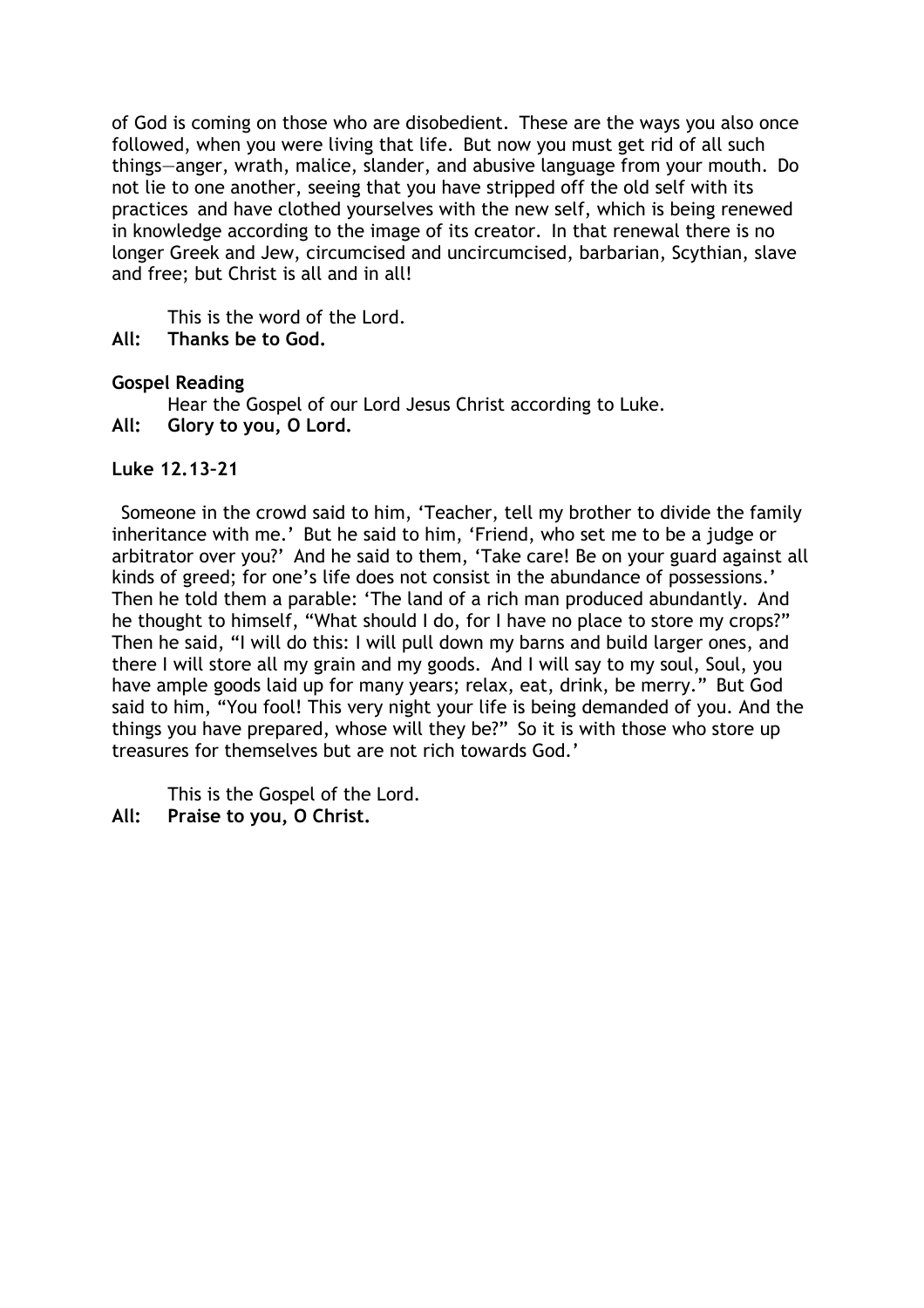of God is coming on those who are disobedient. These are the ways you also once followed, when you were living that life. But now you must get rid of all such things—anger, wrath, malice, slander, and abusive language from your mouth. Do not lie to one another, seeing that you have stripped off the old self with its practices and have clothed yourselves with the new self, which is being renewed in knowledge according to the image of its creator. In that renewal there is no longer Greek and Jew, circumcised and uncircumcised, barbarian, Scythian, slave and free; but Christ is all and in all!

This is the word of the Lord.
**All: Thanks be to God.**

**Gospel Reading**

Hear the Gospel of our Lord Jesus Christ according to Luke.
**All: Glory to you, O Lord.**

**Luke 12.13–21**

Someone in the crowd said to him, 'Teacher, tell my brother to divide the family inheritance with me.' But he said to him, 'Friend, who set me to be a judge or arbitrator over you?' And he said to them, 'Take care! Be on your guard against all kinds of greed; for one's life does not consist in the abundance of possessions.' Then he told them a parable: 'The land of a rich man produced abundantly. And he thought to himself, "What should I do, for I have no place to store my crops?" Then he said, "I will do this: I will pull down my barns and build larger ones, and there I will store all my grain and my goods. And I will say to my soul, Soul, you have ample goods laid up for many years; relax, eat, drink, be merry." But God said to him, "You fool! This very night your life is being demanded of you. And the things you have prepared, whose will they be?" So it is with those who store up treasures for themselves but are not rich towards God.'

This is the Gospel of the Lord.
**All: Praise to you, O Christ.**